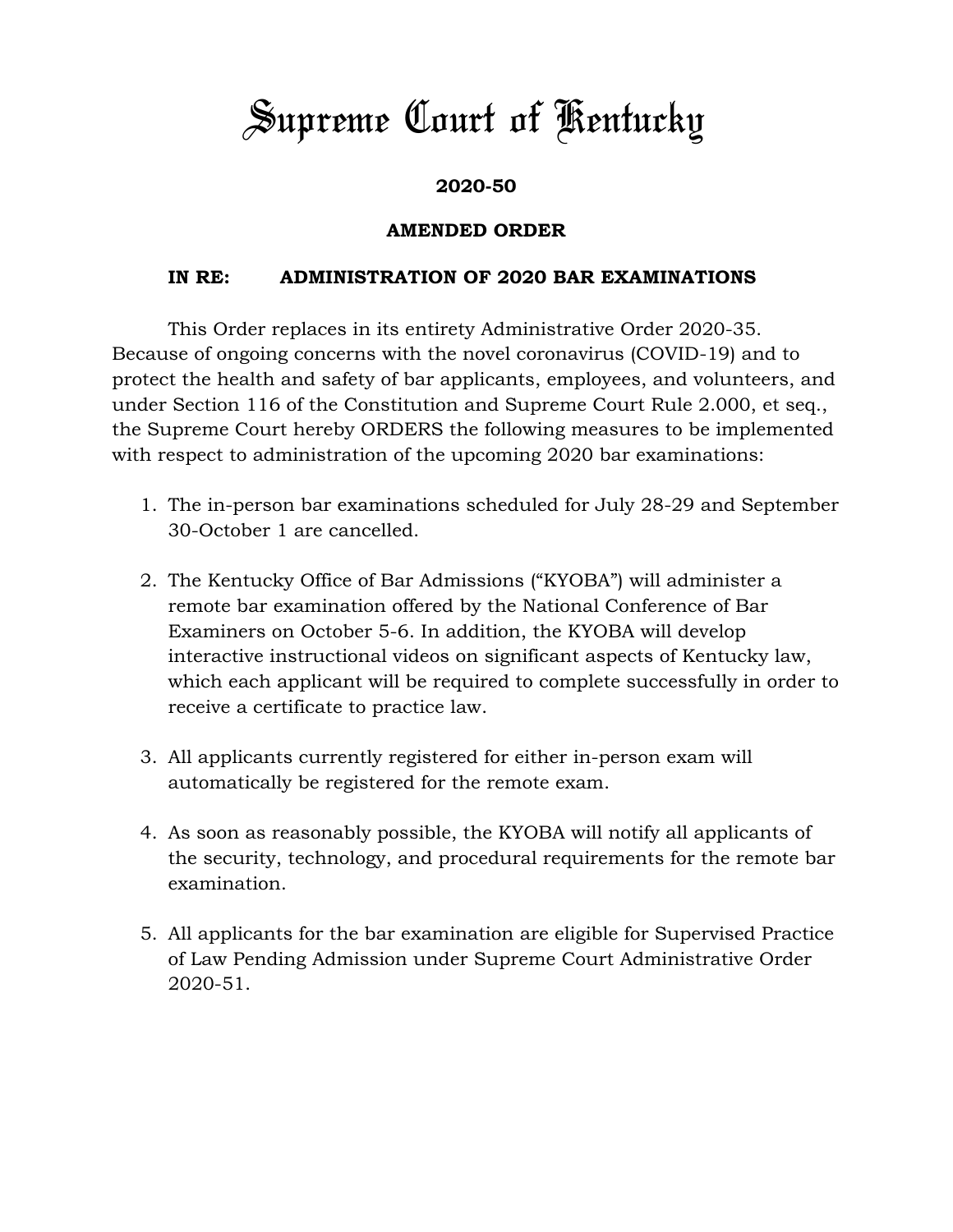# Supreme Court of Kentucky

**2020-50**

**AMENDED ORDER**

**IN RE: ADMINISTRATION OF 2020 BAR EXAMINATIONS**

This Order replaces in its entirety Administrative Order 2020-35. Because of ongoing concerns with the novel coronavirus (COVID-19) and to protect the health and safety of bar applicants, employees, and volunteers, and under Section 116 of the Constitution and Supreme Court Rule 2.000, et seq., the Supreme Court hereby ORDERS the following measures to be implemented with respect to administration of the upcoming 2020 bar examinations:

1. The in-person bar examinations scheduled for July 28-29 and September 30-October 1 are cancelled.

2. The Kentucky Office of Bar Admissions ("KYOBA") will administer a remote bar examination offered by the National Conference of Bar Examiners on October 5-6. In addition, the KYOBA will develop interactive instructional videos on significant aspects of Kentucky law, which each applicant will be required to complete successfully in order to receive a certificate to practice law.

3. All applicants currently registered for either in-person exam will automatically be registered for the remote exam.

4. As soon as reasonably possible, the KYOBA will notify all applicants of the security, technology, and procedural requirements for the remote bar examination.

5. All applicants for the bar examination are eligible for Supervised Practice of Law Pending Admission under Supreme Court Administrative Order 2020-51.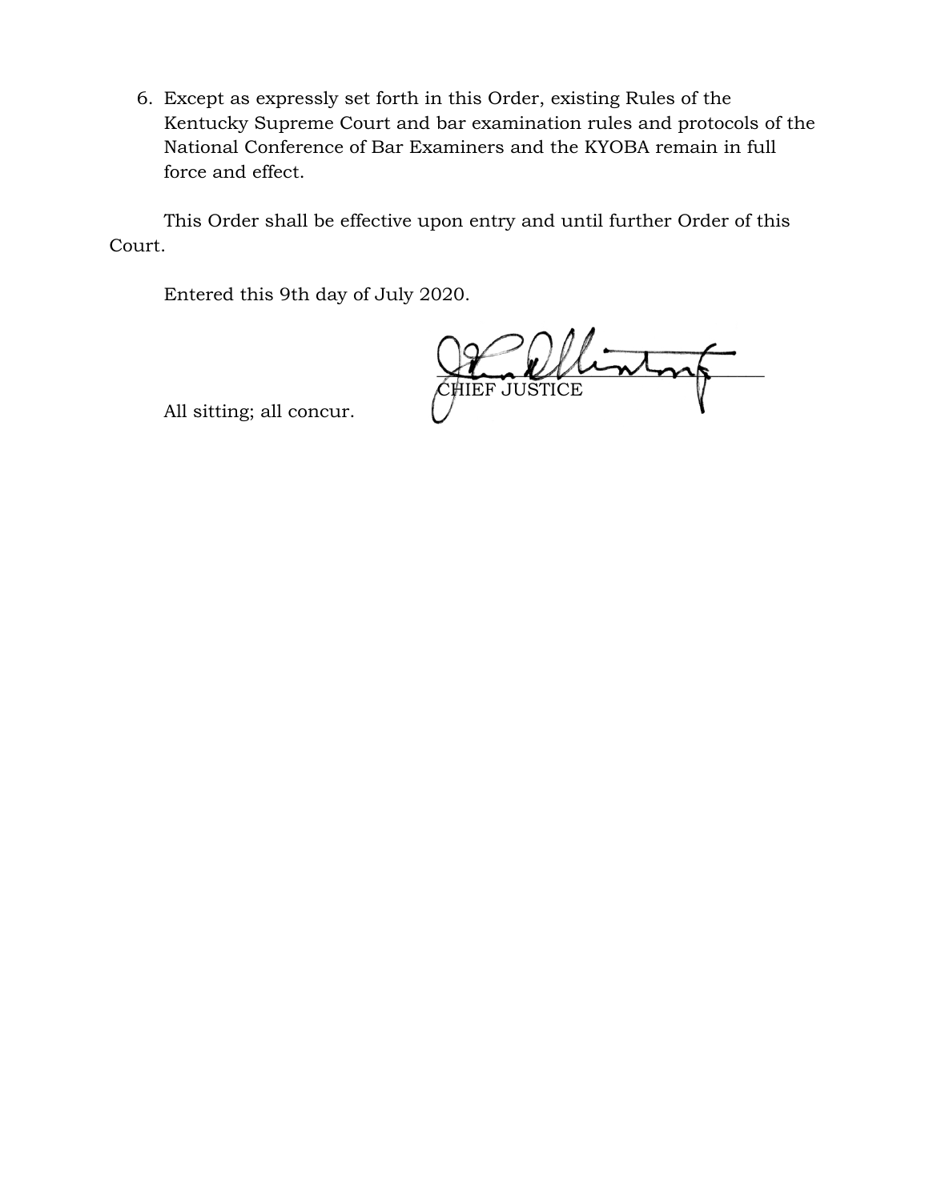6. Except as expressly set forth in this Order, existing Rules of the Kentucky Supreme Court and bar examination rules and protocols of the National Conference of Bar Examiners and the KYOBA remain in full force and effect.

This Order shall be effective upon entry and until further Order of this Court.

Entered this 9th day of July 2020.

CHIEF JUSTICE

All sitting; all concur.